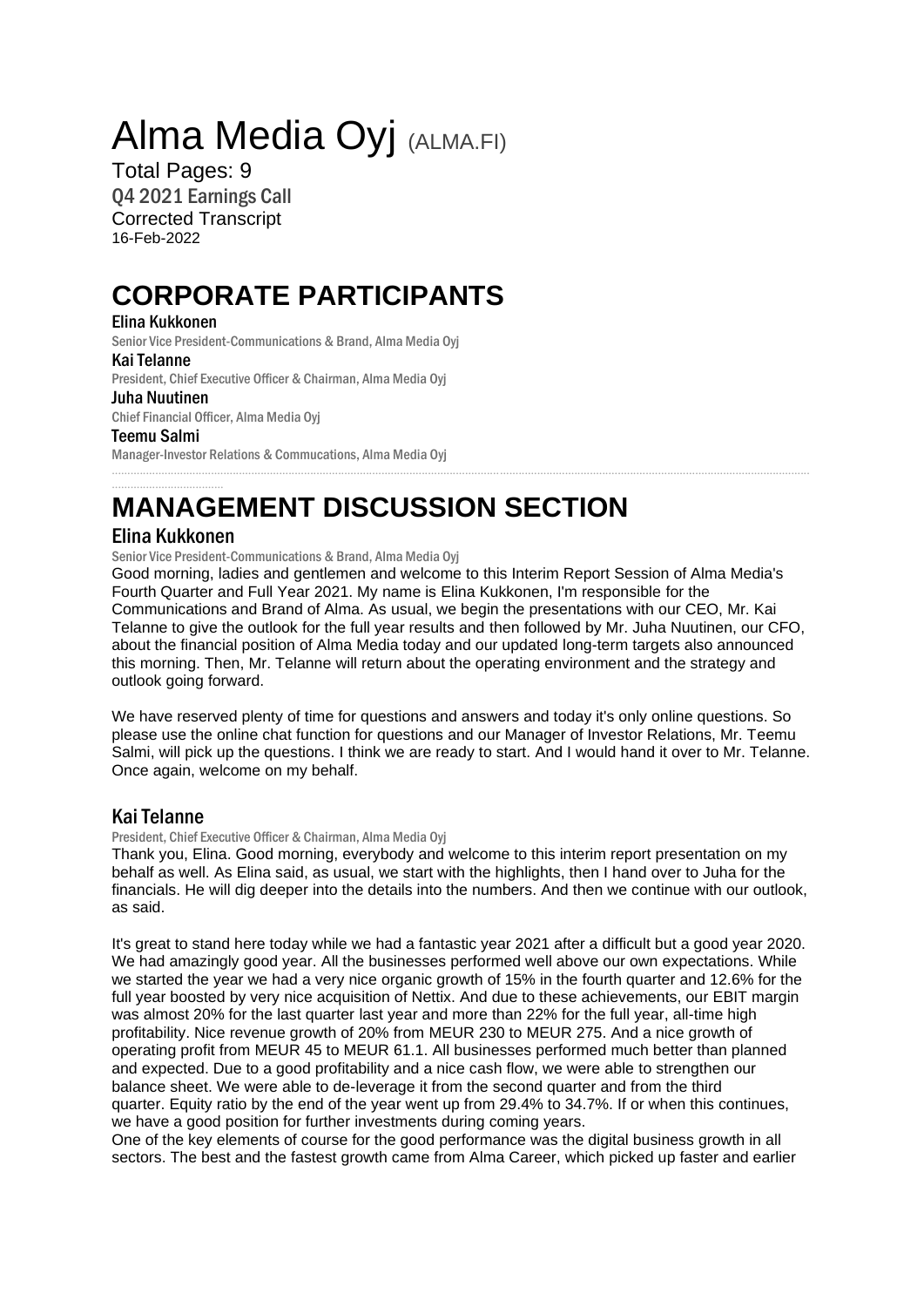# Alma Media Oyj (ALMA.FI)

Total Pages: 9

Q4 2021 Earnings Call

Corrected Transcript

16-Feb-2022

# CORPORATE PARTICIPANTS

**Elina Kukkonen**

Senior Vice President-Communications & Brand, Alma Media Oyj

**Kai Telanne**

President, Chief Executive Officer & Chairman, Alma Media Oyj

**Juha Nuutinen**

Chief Financial Officer, Alma Media Oyj

**Teemu Salmi**

Manager-Investor Relations & Commucations, Alma Media Oyj

# MANAGEMENT DISCUSSION SECTION

## Elina Kukkonen

Senior Vice President-Communications & Brand, Alma Media Oyj

Good morning, ladies and gentlemen and welcome to this Interim Report Session of Alma Media's Fourth Quarter and Full Year 2021. My name is Elina Kukkonen, I'm responsible for the Communications and Brand of Alma. As usual, we begin the presentations with our CEO, Mr. Kai Telanne to give the outlook for the full year results and then followed by Mr. Juha Nuutinen, our CFO, about the financial position of Alma Media today and our updated long-term targets also announced this morning. Then, Mr. Telanne will return about the operating environment and the strategy and outlook going forward.

We have reserved plenty of time for questions and answers and today it's only online questions. So please use the online chat function for questions and our Manager of Investor Relations, Mr. Teemu Salmi, will pick up the questions. I think we are ready to start. And I would hand it over to Mr. Telanne. Once again, welcome on my behalf.

## Kai Telanne

President, Chief Executive Officer & Chairman, Alma Media Oyj

Thank you, Elina. Good morning, everybody and welcome to this interim report presentation on my behalf as well. As Elina said, as usual, we start with the highlights, then I hand over to Juha for the financials. He will dig deeper into the details into the numbers. And then we continue with our outlook, as said.

It's great to stand here today while we had a fantastic year 2021 after a difficult but a good year 2020. We had amazingly good year. All the businesses performed well above our own expectations. While we started the year we had a very nice organic growth of 15% in the fourth quarter and 12.6% for the full year boosted by very nice acquisition of Nettix. And due to these achievements, our EBIT margin was almost 20% for the last quarter last year and more than 22% for the full year, all-time high profitability. Nice revenue growth of 20% from MEUR 230 to MEUR 275. And a nice growth of operating profit from MEUR 45 to MEUR 61.1. All businesses performed much better than planned and expected. Due to a good profitability and a nice cash flow, we were able to strengthen our balance sheet. We were able to de-leverage it from the second quarter and from the third quarter. Equity ratio by the end of the year went up from 29.4% to 34.7%. If or when this continues, we have a good position for further investments during coming years.

One of the key elements of course for the good performance was the digital business growth in all sectors. The best and the fastest growth came from Alma Career, which picked up faster and earlier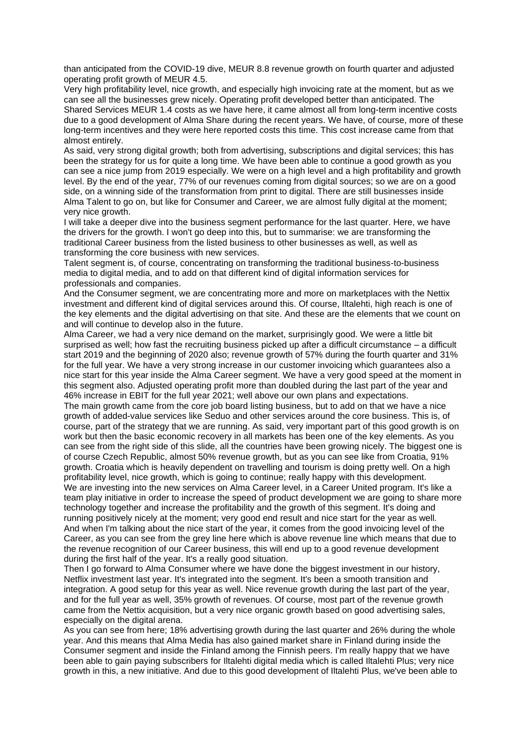than anticipated from the COVID-19 dive, MEUR 8.8 revenue growth on fourth quarter and adjusted operating profit growth of MEUR 4.5.

Very high profitability level, nice growth, and especially high invoicing rate at the moment, but as we can see all the businesses grew nicely. Operating profit developed better than anticipated. The Shared Services MEUR 1.4 costs as we have here, it came almost all from long-term incentive costs due to a good development of Alma Share during the recent years. We have, of course, more of these long-term incentives and they were here reported costs this time. This cost increase came from that almost entirely.

As said, very strong digital growth; both from advertising, subscriptions and digital services; this has been the strategy for us for quite a long time. We have been able to continue a good growth as you can see a nice jump from 2019 especially. We were on a high level and a high profitability and growth level. By the end of the year, 77% of our revenues coming from digital sources; so we are on a good side, on a winning side of the transformation from print to digital. There are still businesses inside Alma Talent to go on, but like for Consumer and Career, we are almost fully digital at the moment; very nice growth.

I will take a deeper dive into the business segment performance for the last quarter. Here, we have the drivers for the growth. I won't go deep into this, but to summarise: we are transforming the traditional Career business from the listed business to other businesses as well, as well as transforming the core business with new services.

Talent segment is, of course, concentrating on transforming the traditional business-to-business media to digital media, and to add on that different kind of digital information services for professionals and companies.

And the Consumer segment, we are concentrating more and more on marketplaces with the Nettix investment and different kind of digital services around this. Of course, Iltalehti, high reach is one of the key elements and the digital advertising on that site. And these are the elements that we count on and will continue to develop also in the future.

Alma Career, we had a very nice demand on the market, surprisingly good. We were a little bit surprised as well; how fast the recruiting business picked up after a difficult circumstance – a difficult start 2019 and the beginning of 2020 also; revenue growth of 57% during the fourth quarter and 31% for the full year. We have a very strong increase in our customer invoicing which guarantees also a nice start for this year inside the Alma Career segment. We have a very good speed at the moment in this segment also. Adjusted operating profit more than doubled during the last part of the year and 46% increase in EBIT for the full year 2021; well above our own plans and expectations.

The main growth came from the core job board listing business, but to add on that we have a nice growth of added-value services like Seduo and other services around the core business. This is, of course, part of the strategy that we are running. As said, very important part of this good growth is on work but then the basic economic recovery in all markets has been one of the key elements. As you can see from the right side of this slide, all the countries have been growing nicely. The biggest one is of course Czech Republic, almost 50% revenue growth, but as you can see like from Croatia, 91% growth. Croatia which is heavily dependent on travelling and tourism is doing pretty well. On a high profitability level, nice growth, which is going to continue; really happy with this development.

We are investing into the new services on Alma Career level, in a Career United program. It's like a team play initiative in order to increase the speed of product development we are going to share more technology together and increase the profitability and the growth of this segment. It's doing and running positively nicely at the moment; very good end result and nice start for the year as well.

And when I'm talking about the nice start of the year, it comes from the good invoicing level of the Career, as you can see from the grey line here which is above revenue line which means that due to the revenue recognition of our Career business, this will end up to a good revenue development during the first half of the year. It's a really good situation.

Then I go forward to Alma Consumer where we have done the biggest investment in our history, Netflix investment last year. It's integrated into the segment. It's been a smooth transition and integration. A good setup for this year as well. Nice revenue growth during the last part of the year, and for the full year as well, 35% growth of revenues. Of course, most part of the revenue growth came from the Nettix acquisition, but a very nice organic growth based on good advertising sales, especially on the digital arena.

As you can see from here; 18% advertising growth during the last quarter and 26% during the whole year. And this means that Alma Media has also gained market share in Finland during inside the Consumer segment and inside the Finland among the Finnish peers. I'm really happy that we have been able to gain paying subscribers for Iltalehti digital media which is called Iltalehti Plus; very nice growth in this, a new initiative. And due to this good development of Iltalehti Plus, we've been able to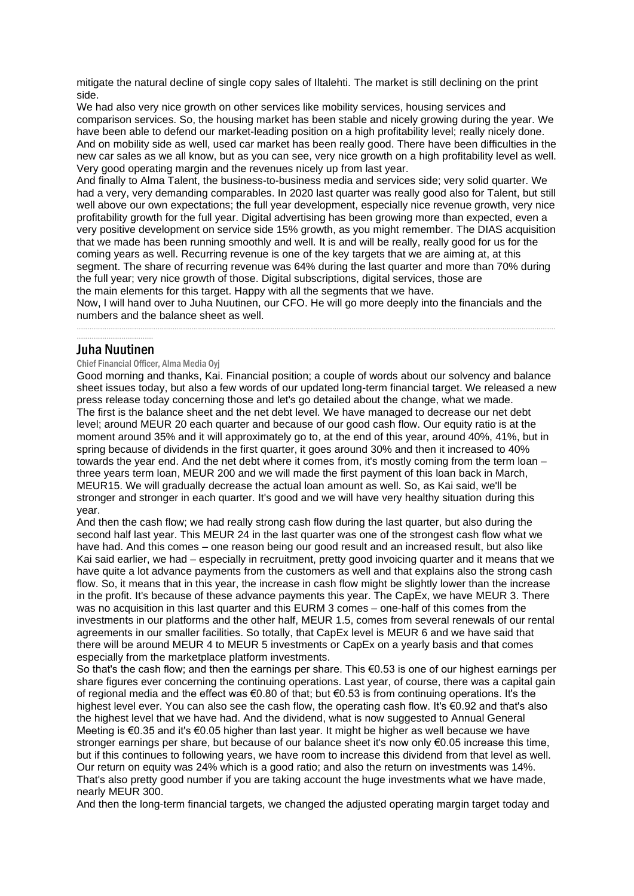mitigate the natural decline of single copy sales of Iltalehti. The market is still declining on the print side.

We had also very nice growth on other services like mobility services, housing services and comparison services. So, the housing market has been stable and nicely growing during the year. We have been able to defend our market-leading position on a high profitability level; really nicely done. And on mobility side as well, used car market has been really good. There have been difficulties in the new car sales as we all know, but as you can see, very nice growth on a high profitability level as well. Very good operating margin and the revenues nicely up from last year.

And finally to Alma Talent, the business-to-business media and services side; very solid quarter. We had a very, very demanding comparables. In 2020 last quarter was really good also for Talent, but still well above our own expectations; the full year development, especially nice revenue growth, very nice profitability growth for the full year. Digital advertising has been growing more than expected, even a very positive development on service side 15% growth, as you might remember. The DIAS acquisition that we made has been running smoothly and well. It is and will be really, really good for us for the coming years as well. Recurring revenue is one of the key targets that we are aiming at, at this segment. The share of recurring revenue was 64% during the last quarter and more than 70% during the full year; very nice growth of those. Digital subscriptions, digital services, those are the main elements for this target. Happy with all the segments that we have.

Now, I will hand over to Juha Nuutinen, our CFO. He will go more deeply into the financials and the numbers and the balance sheet as well.

## Juha Nuutinen

Chief Financial Officer, Alma Media Oyj

Good morning and thanks, Kai. Financial position; a couple of words about our solvency and balance sheet issues today, but also a few words of our updated long-term financial target. We released a new press release today concerning those and let's go detailed about the change, what we made.

The first is the balance sheet and the net debt level. We have managed to decrease our net debt level; around MEUR 20 each quarter and because of our good cash flow. Our equity ratio is at the moment around 35% and it will approximately go to, at the end of this year, around 40%, 41%, but in spring because of dividends in the first quarter, it goes around 30% and then it increased to 40% towards the year end. And the net debt where it comes from, it's mostly coming from the term loan – three years term loan, MEUR 200 and we will made the first payment of this loan back in March, MEUR15. We will gradually decrease the actual loan amount as well. So, as Kai said, we'll be stronger and stronger in each quarter. It's good and we will have very healthy situation during this year.

And then the cash flow; we had really strong cash flow during the last quarter, but also during the second half last year. This MEUR 24 in the last quarter was one of the strongest cash flow what we have had. And this comes – one reason being our good result and an increased result, but also like Kai said earlier, we had – especially in recruitment, pretty good invoicing quarter and it means that we have quite a lot advance payments from the customers as well and that explains also the strong cash flow. So, it means that in this year, the increase in cash flow might be slightly lower than the increase in the profit. It's because of these advance payments this year. The CapEx, we have MEUR 3. There was no acquisition in this last quarter and this EURM 3 comes – one-half of this comes from the investments in our platforms and the other half, MEUR 1.5, comes from several renewals of our rental agreements in our smaller facilities. So totally, that CapEx level is MEUR 6 and we have said that there will be around MEUR 4 to MEUR 5 investments or CapEx on a yearly basis and that comes especially from the marketplace platform investments.

So that's the cash flow; and then the earnings per share. This €0.53 is one of our highest earnings per share figures ever concerning the continuing operations. Last year, of course, there was a capital gain of regional media and the effect was €0.80 of that; but €0.53 is from continuing operations. It's the highest level ever. You can also see the cash flow, the operating cash flow. It's €0.92 and that's also the highest level that we have had. And the dividend, what is now suggested to Annual General Meeting is €0.35 and it's €0.05 higher than last year. It might be higher as well because we have stronger earnings per share, but because of our balance sheet it's now only €0.05 increase this time, but if this continues to following years, we have room to increase this dividend from that level as well. Our return on equity was 24% which is a good ratio; and also the return on investments was 14%. That's also pretty good number if you are taking account the huge investments what we have made, nearly MEUR 300.

And then the long-term financial targets, we changed the adjusted operating margin target today and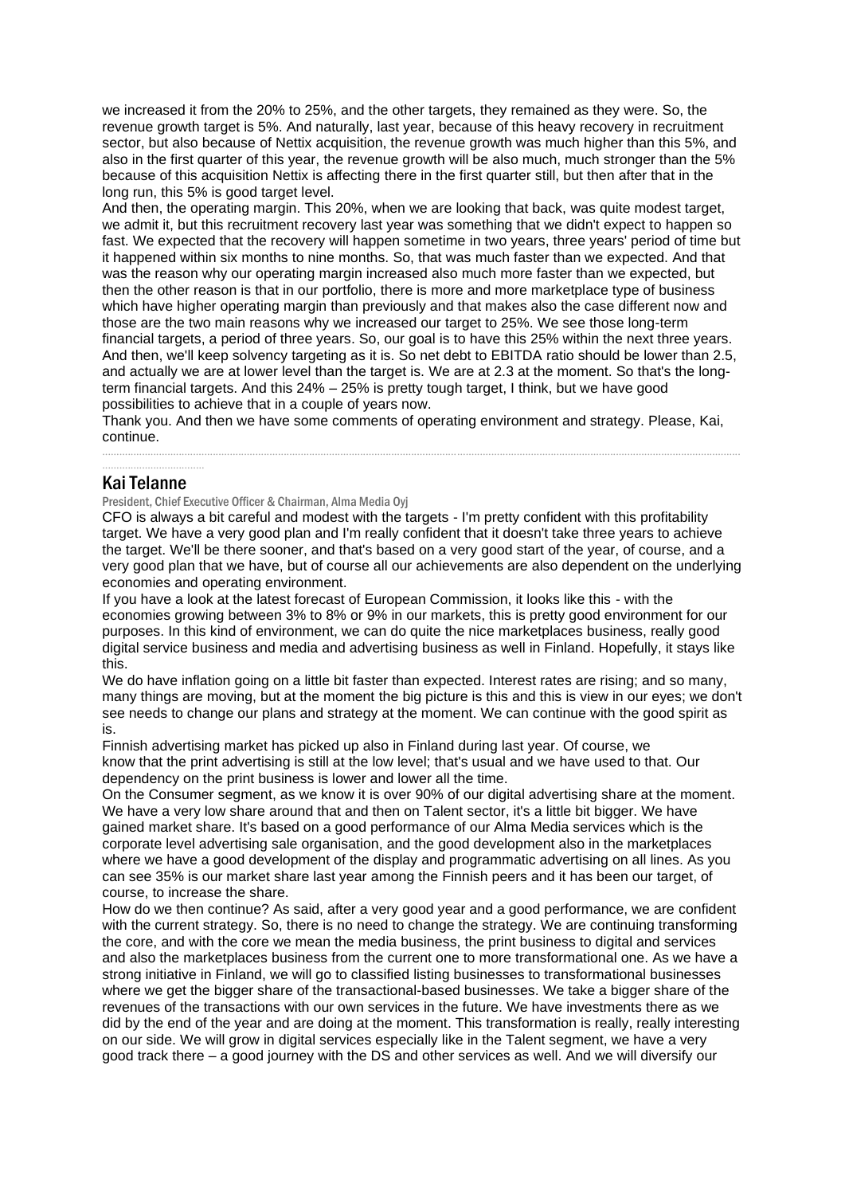we increased it from the 20% to 25%, and the other targets, they remained as they were. So, the revenue growth target is 5%. And naturally, last year, because of this heavy recovery in recruitment sector, but also because of Nettix acquisition, the revenue growth was much higher than this 5%, and also in the first quarter of this year, the revenue growth will be also much, much stronger than the 5% because of this acquisition Nettix is affecting there in the first quarter still, but then after that in the long run, this 5% is good target level.

And then, the operating margin. This 20%, when we are looking that back, was quite modest target, we admit it, but this recruitment recovery last year was something that we didn't expect to happen so fast. We expected that the recovery will happen sometime in two years, three years' period of time but it happened within six months to nine months. So, that was much faster than we expected. And that was the reason why our operating margin increased also much more faster than we expected, but then the other reason is that in our portfolio, there is more and more marketplace type of business which have higher operating margin than previously and that makes also the case different now and those are the two main reasons why we increased our target to 25%. We see those long-term financial targets, a period of three years. So, our goal is to have this 25% within the next three years. And then, we'll keep solvency targeting as it is. So net debt to EBITDA ratio should be lower than 2.5, and actually we are at lower level than the target is. We are at 2.3 at the moment. So that's the long-term financial targets. And this 24% – 25% is pretty tough target, I think, but we have good possibilities to achieve that in a couple of years now.

Thank you. And then we have some comments of operating environment and strategy. Please, Kai, continue.

## Kai Telanne

President, Chief Executive Officer & Chairman, Alma Media Oyj

CFO is always a bit careful and modest with the targets - I'm pretty confident with this profitability target. We have a very good plan and I'm really confident that it doesn't take three years to achieve the target. We'll be there sooner, and that's based on a very good start of the year, of course, and a very good plan that we have, but of course all our achievements are also dependent on the underlying economies and operating environment.

If you have a look at the latest forecast of European Commission, it looks like this - with the economies growing between 3% to 8% or 9% in our markets, this is pretty good environment for our purposes. In this kind of environment, we can do quite the nice marketplaces business, really good digital service business and media and advertising business as well in Finland. Hopefully, it stays like this.

We do have inflation going on a little bit faster than expected. Interest rates are rising; and so many, many things are moving, but at the moment the big picture is this and this is view in our eyes; we don't see needs to change our plans and strategy at the moment. We can continue with the good spirit as is.

Finnish advertising market has picked up also in Finland during last year. Of course, we know that the print advertising is still at the low level; that's usual and we have used to that. Our dependency on the print business is lower and lower all the time.

On the Consumer segment, as we know it is over 90% of our digital advertising share at the moment. We have a very low share around that and then on Talent sector, it's a little bit bigger. We have gained market share. It's based on a good performance of our Alma Media services which is the corporate level advertising sale organisation, and the good development also in the marketplaces where we have a good development of the display and programmatic advertising on all lines. As you can see 35% is our market share last year among the Finnish peers and it has been our target, of course, to increase the share.

How do we then continue? As said, after a very good year and a good performance, we are confident with the current strategy. So, there is no need to change the strategy. We are continuing transforming the core, and with the core we mean the media business, the print business to digital and services and also the marketplaces business from the current one to more transformational one. As we have a strong initiative in Finland, we will go to classified listing businesses to transformational businesses where we get the bigger share of the transactional-based businesses. We take a bigger share of the revenues of the transactions with our own services in the future. We have investments there as we did by the end of the year and are doing at the moment. This transformation is really, really interesting on our side. We will grow in digital services especially like in the Talent segment, we have a very good track there – a good journey with the DS and other services as well. And we will diversify our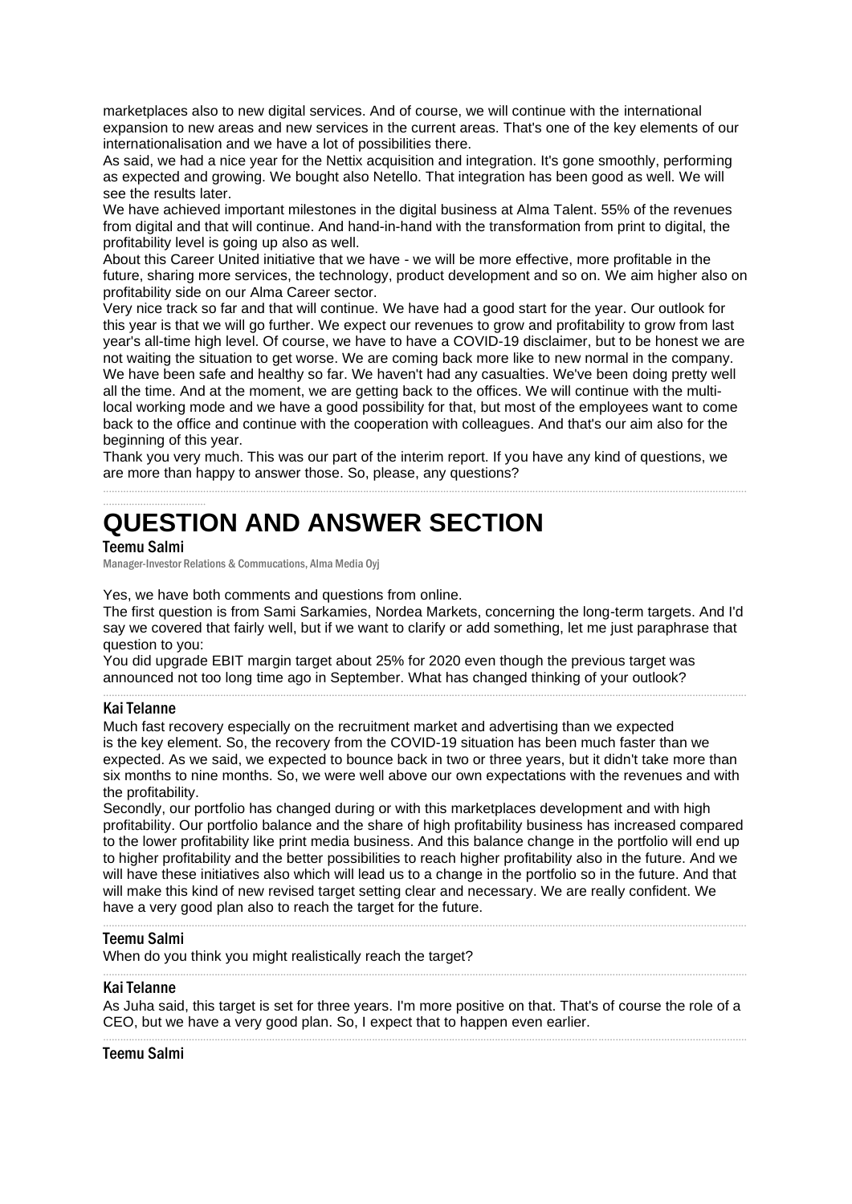marketplaces also to new digital services. And of course, we will continue with the international expansion to new areas and new services in the current areas. That's one of the key elements of our internationalisation and we have a lot of possibilities there.

As said, we had a nice year for the Nettix acquisition and integration. It's gone smoothly, performing as expected and growing. We bought also Netello. That integration has been good as well. We will see the results later.

We have achieved important milestones in the digital business at Alma Talent. 55% of the revenues from digital and that will continue. And hand-in-hand with the transformation from print to digital, the profitability level is going up also as well.

About this Career United initiative that we have - we will be more effective, more profitable in the future, sharing more services, the technology, product development and so on. We aim higher also on profitability side on our Alma Career sector.

Very nice track so far and that will continue. We have had a good start for the year. Our outlook for this year is that we will go further. We expect our revenues to grow and profitability to grow from last year's all-time high level. Of course, we have to have a COVID-19 disclaimer, but to be honest we are not waiting the situation to get worse. We are coming back more like to new normal in the company. We have been safe and healthy so far. We haven't had any casualties. We've been doing pretty well all the time. And at the moment, we are getting back to the offices. We will continue with the multi-local working mode and we have a good possibility for that, but most of the employees want to come back to the office and continue with the cooperation with colleagues. And that's our aim also for the beginning of this year.

Thank you very much. This was our part of the interim report. If you have any kind of questions, we are more than happy to answer those. So, please, any questions?

# QUESTION AND ANSWER SECTION

**Teemu Salmi**
Manager-Investor Relations & Commucations, Alma Media Oyj

Yes, we have both comments and questions from online.

The first question is from Sami Sarkamies, Nordea Markets, concerning the long-term targets. And I'd say we covered that fairly well, but if we want to clarify or add something, let me just paraphrase that question to you:

You did upgrade EBIT margin target about 25% for 2020 even though the previous target was announced not too long time ago in September. What has changed thinking of your outlook?

**Kai Telanne**

Much fast recovery especially on the recruitment market and advertising than we expected is the key element. So, the recovery from the COVID-19 situation has been much faster than we expected. As we said, we expected to bounce back in two or three years, but it didn't take more than six months to nine months. So, we were well above our own expectations with the revenues and with the profitability.

Secondly, our portfolio has changed during or with this marketplaces development and with high profitability. Our portfolio balance and the share of high profitability business has increased compared to the lower profitability like print media business. And this balance change in the portfolio will end up to higher profitability and the better possibilities to reach higher profitability also in the future. And we will have these initiatives also which will lead us to a change in the portfolio so in the future. And that will make this kind of new revised target setting clear and necessary. We are really confident. We have a very good plan also to reach the target for the future.

**Teemu Salmi**

When do you think you might realistically reach the target?

**Kai Telanne**

As Juha said, this target is set for three years. I'm more positive on that. That's of course the role of a CEO, but we have a very good plan. So, I expect that to happen even earlier.

**Teemu Salmi**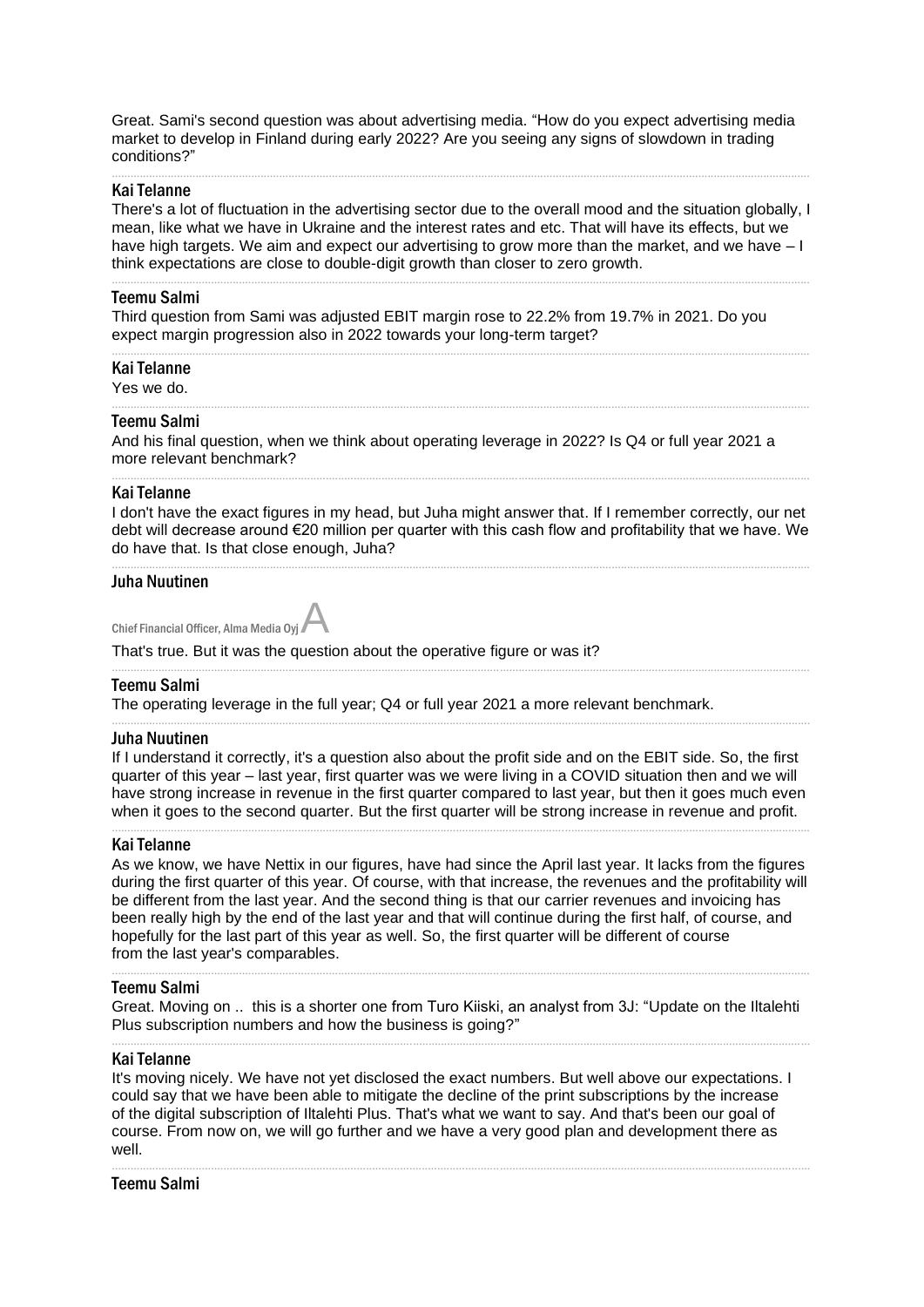Great. Sami's second question was about advertising media. "How do you expect advertising media market to develop in Finland during early 2022? Are you seeing any signs of slowdown in trading conditions?"

**Kai Telanne**

There's a lot of fluctuation in the advertising sector due to the overall mood and the situation globally, I mean, like what we have in Ukraine and the interest rates and etc. That will have its effects, but we have high targets. We aim and expect our advertising to grow more than the market, and we have – I think expectations are close to double-digit growth than closer to zero growth.

**Teemu Salmi**

Third question from Sami was adjusted EBIT margin rose to 22.2% from 19.7% in 2021. Do you expect margin progression also in 2022 towards your long-term target?

**Kai Telanne**

Yes we do.

**Teemu Salmi**

And his final question, when we think about operating leverage in 2022? Is Q4 or full year 2021 a more relevant benchmark?

**Kai Telanne**

I don't have the exact figures in my head, but Juha might answer that. If I remember correctly, our net debt will decrease around €20 million per quarter with this cash flow and profitability that we have. We do have that. Is that close enough, Juha?

**Juha Nuutinen**

Chief Financial Officer, Alma Media Oyj A

That's true. But it was the question about the operative figure or was it?

**Teemu Salmi**

The operating leverage in the full year; Q4 or full year 2021 a more relevant benchmark.

**Juha Nuutinen**

If I understand it correctly, it's a question also about the profit side and on the EBIT side. So, the first quarter of this year – last year, first quarter was we were living in a COVID situation then and we will have strong increase in revenue in the first quarter compared to last year, but then it goes much even when it goes to the second quarter. But the first quarter will be strong increase in revenue and profit.

**Kai Telanne**

As we know, we have Nettix in our figures, have had since the April last year. It lacks from the figures during the first quarter of this year. Of course, with that increase, the revenues and the profitability will be different from the last year. And the second thing is that our carrier revenues and invoicing has been really high by the end of the last year and that will continue during the first half, of course, and hopefully for the last part of this year as well. So, the first quarter will be different of course from the last year's comparables.

**Teemu Salmi**

Great. Moving on .. this is a shorter one from Turo Kiiski, an analyst from 3J: "Update on the Iltalehti Plus subscription numbers and how the business is going?"

**Kai Telanne**

It's moving nicely. We have not yet disclosed the exact numbers. But well above our expectations. I could say that we have been able to mitigate the decline of the print subscriptions by the increase of the digital subscription of Iltalehti Plus. That's what we want to say. And that's been our goal of course. From now on, we will go further and we have a very good plan and development there as well.

**Teemu Salmi**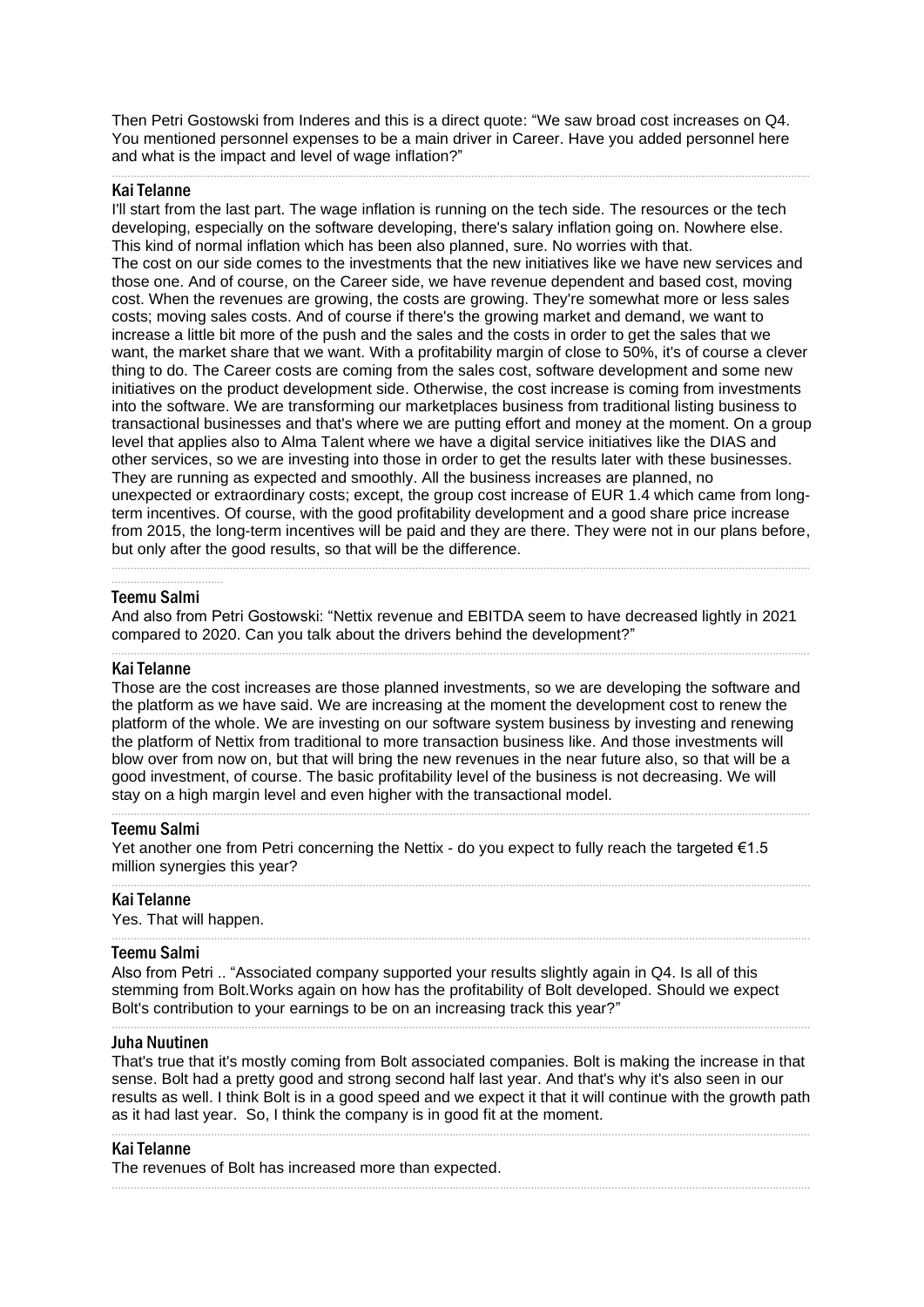Then Petri Gostowski from Inderes and this is a direct quote: "We saw broad cost increases on Q4. You mentioned personnel expenses to be a main driver in Career. Have you added personnel here and what is the impact and level of wage inflation?"

### Kai Telanne

I'll start from the last part. The wage inflation is running on the tech side. The resources or the tech developing, especially on the software developing, there's salary inflation going on. Nowhere else. This kind of normal inflation which has been also planned, sure. No worries with that.
The cost on our side comes to the investments that the new initiatives like we have new services and those one. And of course, on the Career side, we have revenue dependent and based cost, moving cost. When the revenues are growing, the costs are growing. They're somewhat more or less sales costs; moving sales costs. And of course if there's the growing market and demand, we want to increase a little bit more of the push and the sales and the costs in order to get the sales that we want, the market share that we want. With a profitability margin of close to 50%, it's of course a clever thing to do. The Career costs are coming from the sales cost, software development and some new initiatives on the product development side. Otherwise, the cost increase is coming from investments into the software. We are transforming our marketplaces business from traditional listing business to transactional businesses and that's where we are putting effort and money at the moment. On a group level that applies also to Alma Talent where we have a digital service initiatives like the DIAS and other services, so we are investing into those in order to get the results later with these businesses. They are running as expected and smoothly. All the business increases are planned, no unexpected or extraordinary costs; except, the group cost increase of EUR 1.4 which came from long-term incentives. Of course, with the good profitability development and a good share price increase from 2015, the long-term incentives will be paid and they are there. They were not in our plans before, but only after the good results, so that will be the difference.

### Teemu Salmi

And also from Petri Gostowski: "Nettix revenue and EBITDA seem to have decreased lightly in 2021 compared to 2020. Can you talk about the drivers behind the development?"

### Kai Telanne

Those are the cost increases are those planned investments, so we are developing the software and the platform as we have said. We are increasing at the moment the development cost to renew the platform of the whole. We are investing on our software system business by investing and renewing the platform of Nettix from traditional to more transaction business like. And those investments will blow over from now on, but that will bring the new revenues in the near future also, so that will be a good investment, of course. The basic profitability level of the business is not decreasing. We will stay on a high margin level and even higher with the transactional model.

### Teemu Salmi

Yet another one from Petri concerning the Nettix - do you expect to fully reach the targeted €1.5 million synergies this year?

### Kai Telanne

Yes. That will happen.

### Teemu Salmi

Also from Petri .. "Associated company supported your results slightly again in Q4. Is all of this stemming from Bolt.Works again on how has the profitability of Bolt developed. Should we expect Bolt's contribution to your earnings to be on an increasing track this year?"

### Juha Nuutinen

That's true that it's mostly coming from Bolt associated companies. Bolt is making the increase in that sense. Bolt had a pretty good and strong second half last year. And that's why it's also seen in our results as well. I think Bolt is in a good speed and we expect it that it will continue with the growth path as it had last year. So, I think the company is in good fit at the moment.

### Kai Telanne

The revenues of Bolt has increased more than expected.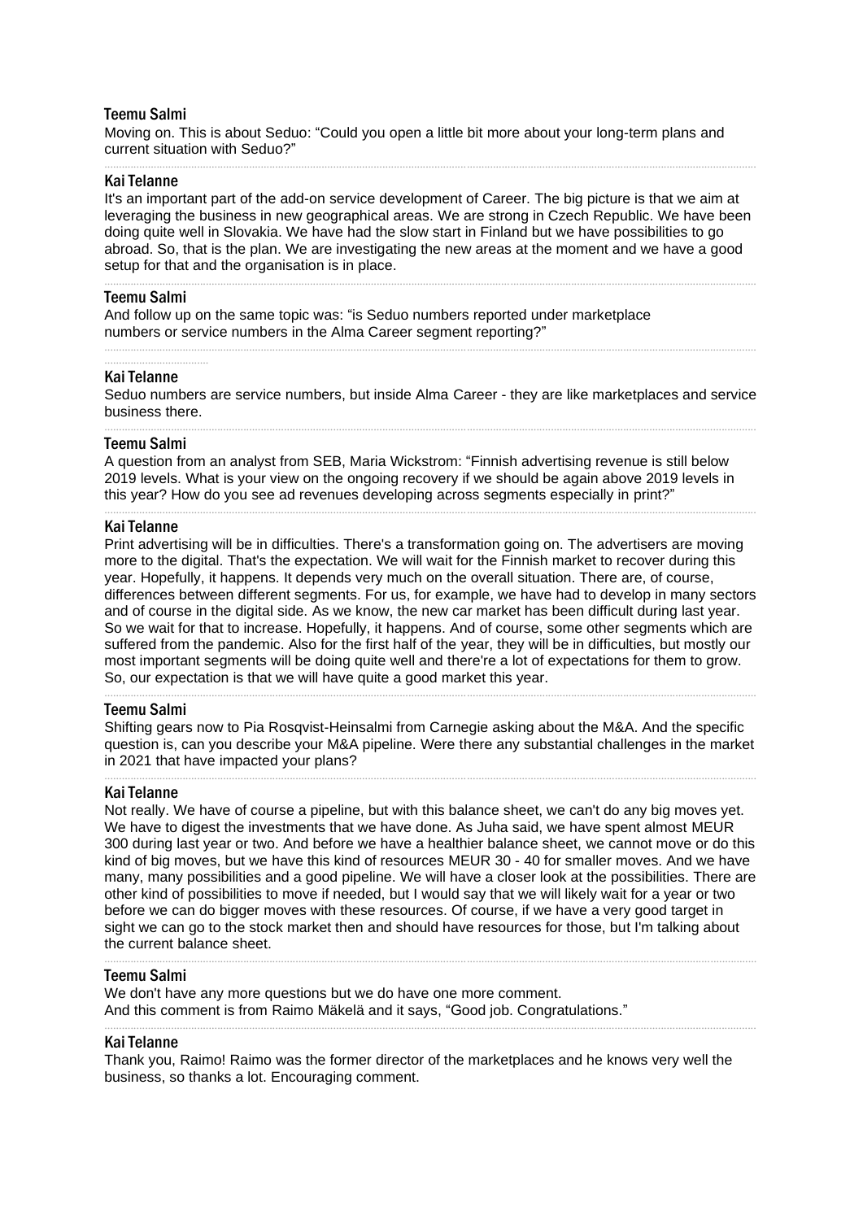**Teemu Salmi**

Moving on. This is about Seduo: "Could you open a little bit more about your long-term plans and current situation with Seduo?"

**Kai Telanne**

It's an important part of the add-on service development of Career. The big picture is that we aim at leveraging the business in new geographical areas. We are strong in Czech Republic. We have been doing quite well in Slovakia. We have had the slow start in Finland but we have possibilities to go abroad. So, that is the plan. We are investigating the new areas at the moment and we have a good setup for that and the organisation is in place.

**Teemu Salmi**

And follow up on the same topic was: "is Seduo numbers reported under marketplace numbers or service numbers in the Alma Career segment reporting?"

**Kai Telanne**

Seduo numbers are service numbers, but inside Alma Career - they are like marketplaces and service business there.

**Teemu Salmi**

A question from an analyst from SEB, Maria Wickstrom: "Finnish advertising revenue is still below 2019 levels. What is your view on the ongoing recovery if we should be again above 2019 levels in this year? How do you see ad revenues developing across segments especially in print?"

**Kai Telanne**

Print advertising will be in difficulties. There's a transformation going on. The advertisers are moving more to the digital. That's the expectation. We will wait for the Finnish market to recover during this year. Hopefully, it happens. It depends very much on the overall situation. There are, of course, differences between different segments. For us, for example, we have had to develop in many sectors and of course in the digital side. As we know, the new car market has been difficult during last year. So we wait for that to increase. Hopefully, it happens. And of course, some other segments which are suffered from the pandemic. Also for the first half of the year, they will be in difficulties, but mostly our most important segments will be doing quite well and there're a lot of expectations for them to grow. So, our expectation is that we will have quite a good market this year.

**Teemu Salmi**

Shifting gears now to Pia Rosqvist-Heinsalmi from Carnegie asking about the M&A. And the specific question is, can you describe your M&A pipeline. Were there any substantial challenges in the market in 2021 that have impacted your plans?

**Kai Telanne**

Not really. We have of course a pipeline, but with this balance sheet, we can't do any big moves yet. We have to digest the investments that we have done. As Juha said, we have spent almost MEUR 300 during last year or two. And before we have a healthier balance sheet, we cannot move or do this kind of big moves, but we have this kind of resources MEUR 30 - 40 for smaller moves. And we have many, many possibilities and a good pipeline. We will have a closer look at the possibilities. There are other kind of possibilities to move if needed, but I would say that we will likely wait for a year or two before we can do bigger moves with these resources. Of course, if we have a very good target in sight we can go to the stock market then and should have resources for those, but I'm talking about the current balance sheet.

**Teemu Salmi**

We don't have any more questions but we do have one more comment.
And this comment is from Raimo Mäkelä and it says, "Good job. Congratulations."

**Kai Telanne**

Thank you, Raimo! Raimo was the former director of the marketplaces and he knows very well the business, so thanks a lot. Encouraging comment.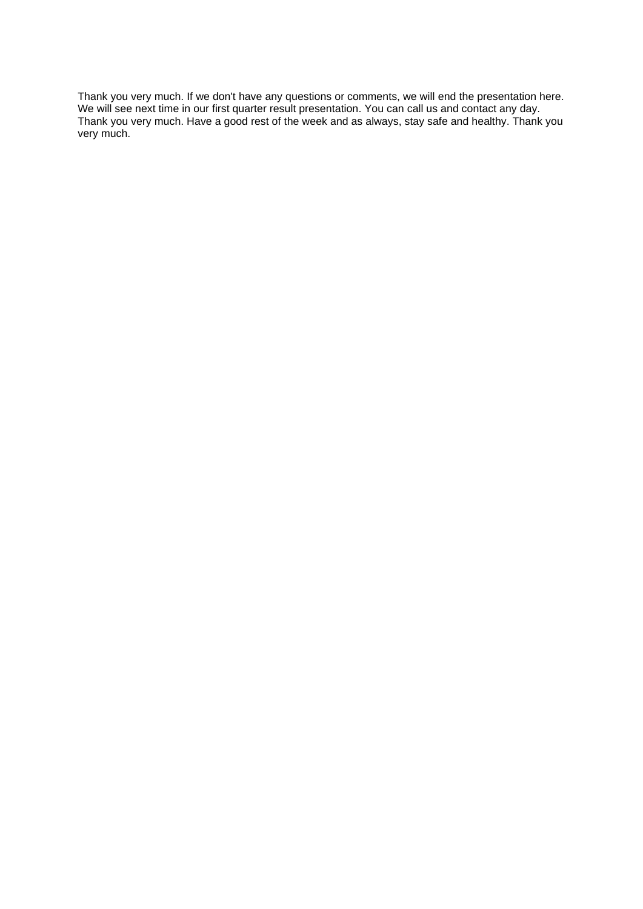Thank you very much. If we don't have any questions or comments, we will end the presentation here. We will see next time in our first quarter result presentation. You can call us and contact any day. Thank you very much. Have a good rest of the week and as always, stay safe and healthy. Thank you very much.